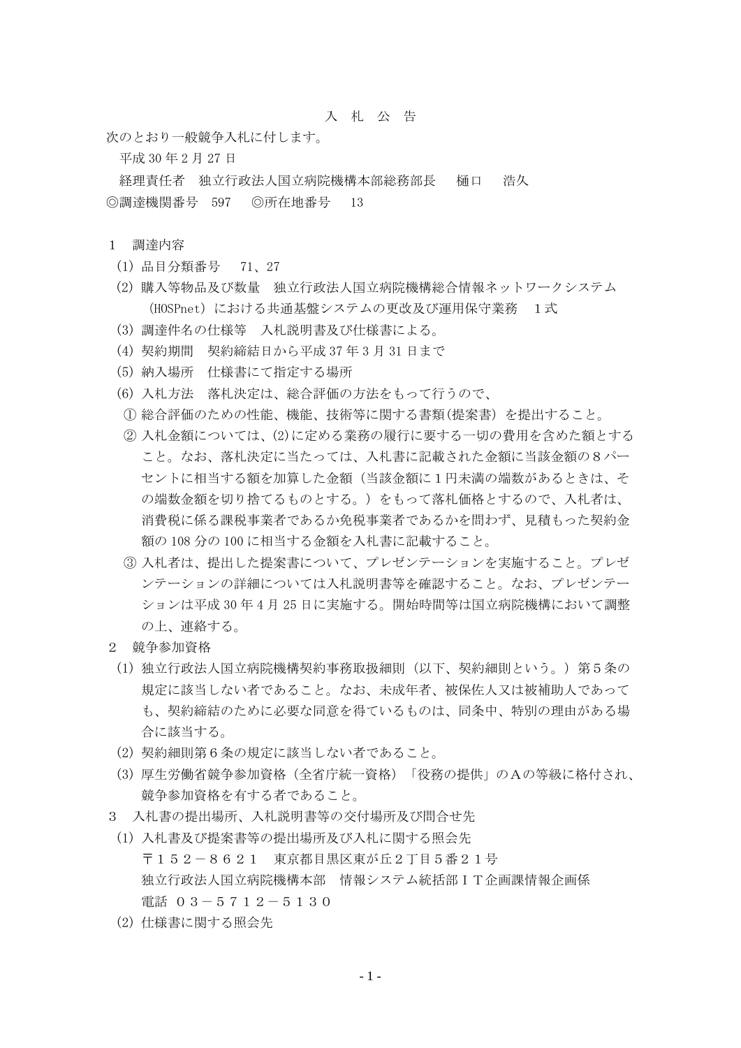# 入　札　公　告

次のとおり一般競争入札に付します。

平成 30 年 2 月 27 日

経理責任者　独立行政法人国立病院機構本部総務部長　　樋口　　浩久

◎調達機関番号　597　　◎所在地番号　 13

## 1　調達内容

(1) 品目分類番号　 71、27

(2) 購入等物品及び数量　独立行政法人国立病院機構総合情報ネットワークシステム（HOSPnet）における共通基盤システムの更改及び運用保守業務　１式

(3) 調達件名の仕様等　入札説明書及び仕様書による。

(4) 契約期間　契約締結日から平成 37 年 3 月 31 日まで

(5) 納入場所　仕様書にて指定する場所

(6) 入札方法　落札決定は、総合評価の方法をもって行うので、

① 総合評価のための性能、機能、技術等に関する書類(提案書) を提出すること。

② 入札金額については、(2)に定める業務の履行に要する一切の費用を含めた額とすること。なお、落札決定に当たっては、入札書に記載された金額に当該金額の８パーセントに相当する額を加算した金額（当該金額に１円未満の端数があるときは、その端数金額を切り捨てるものとする。）をもって落札価格とするので、入札者は、消費税に係る課税事業者であるか免税事業者であるかを問わず、見積もった契約金額の 108 分の 100 に相当する金額を入札書に記載すること。

③ 入札者は、提出した提案書について、プレゼンテーションを実施すること。プレゼンテーションの詳細については入札説明書等を確認すること。なお、プレゼンテーションは平成 30 年 4 月 25 日に実施する。開始時間等は国立病院機構において調整の上、連絡する。

## 2　競争参加資格

(1) 独立行政法人国立病院機構契約事務取扱細則（以下、契約細則という。）第５条の規定に該当しない者であること。なお、未成年者、被保佐人又は被補助人であっても、契約締結のために必要な同意を得ているものは、同条中、特別の理由がある場合に該当する。

(2) 契約細則第６条の規定に該当しない者であること。

(3) 厚生労働省競争参加資格（全省庁統一資格）「役務の提供」のＡの等級に格付され、競争参加資格を有する者であること。

## 3　入札書の提出場所、入札説明書等の交付場所及び問合せ先

(1) 入札書及び提案書等の提出場所及び入札に関する照会先

〒１５２－８６２１　東京都目黒区東が丘２丁目５番２１号

独立行政法人国立病院機構本部　情報システム統括部ＩＴ企画課情報企画係

電話　０３－５７１２－５１３０

(2) 仕様書に関する照会先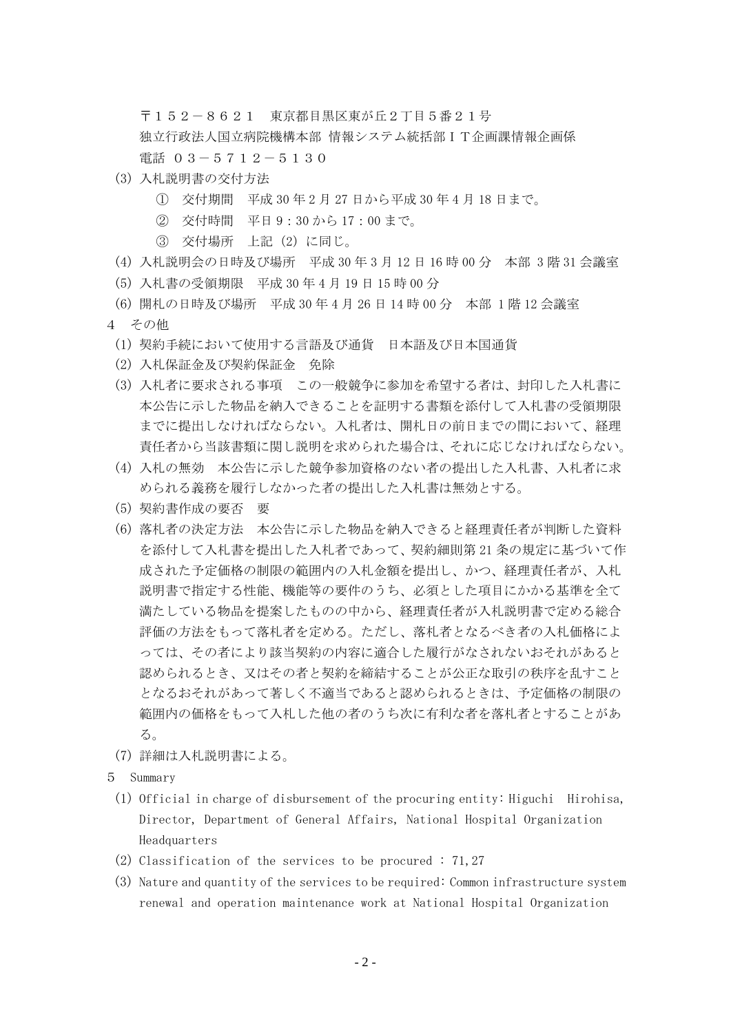〒１５２－８６２１　東京都目黒区東が丘２丁目５番２１号
独立行政法人国立病院機構本部 情報システム統括部ＩＴ企画課情報企画係
電話 ０３－５７１２－５１３０

(3) 入札説明書の交付方法
　① 交付期間　平成 30 年 2 月 27 日から平成 30 年 4 月 18 日まで。
　② 交付時間　平日 9：30 から 17：00 まで。
　③ 交付場所　上記 (2) に同じ。

(4) 入札説明会の日時及び場所　平成 30 年 3 月 12 日 16 時 00 分　本部 3 階 31 会議室

(5) 入札書の受領期限　平成 30 年 4 月 19 日 15 時 00 分

(6) 開札の日時及び場所　平成 30 年 4 月 26 日 14 時 00 分　本部 1 階 12 会議室

4　その他

(1) 契約手続において使用する言語及び通貨　日本語及び日本国通貨

(2) 入札保証金及び契約保証金　免除

(3) 入札者に要求される事項　この一般競争に参加を希望する者は、封印した入札書に本公告に示した物品を納入できることを証明する書類を添付して入札書の受領期限までに提出しなければならない。入札者は、開札日の前日までの間において、経理責任者から当該書類に関し説明を求められた場合は、それに応じなければならない。

(4) 入札の無効　本公告に示した競争参加資格のない者の提出した入札書、入札者に求められる義務を履行しなかった者の提出した入札書は無効とする。

(5) 契約書作成の要否　要

(6) 落札者の決定方法　本公告に示した物品を納入できると経理責任者が判断した資料を添付して入札書を提出した入札者であって、契約細則第 21 条の規定に基づいて作成された予定価格の制限の範囲内の入札金額を提出し、かつ、経理責任者が、入札説明書で指定する性能、機能等の要件のうち、必須とした項目にかかる基準を全て満たしている物品を提案したものの中から、経理責任者が入札説明書で定める総合評価の方法をもって落札者を定める。ただし、落札者となるべき者の入札価格によっては、その者により該当契約の内容に適合した履行がなされないおそれがあると認められるとき、又はその者と契約を締結することが公正な取引の秩序を乱すこととなるおそれがあって著しく不適当であると認められるときは、予定価格の制限の範囲内の価格をもって入札した他の者のうち次に有利な者を落札者とすることがある。

(7) 詳細は入札説明書による。

5　Summary

(1) Official in charge of disbursement of the procuring entity: Higuchi　Hirohisa, Director, Department of General Affairs, National Hospital Organization Headquarters

(2) Classification of the services to be procured : 71,27

(3) Nature and quantity of the services to be required: Common infrastructure system renewal and operation maintenance work at National Hospital Organization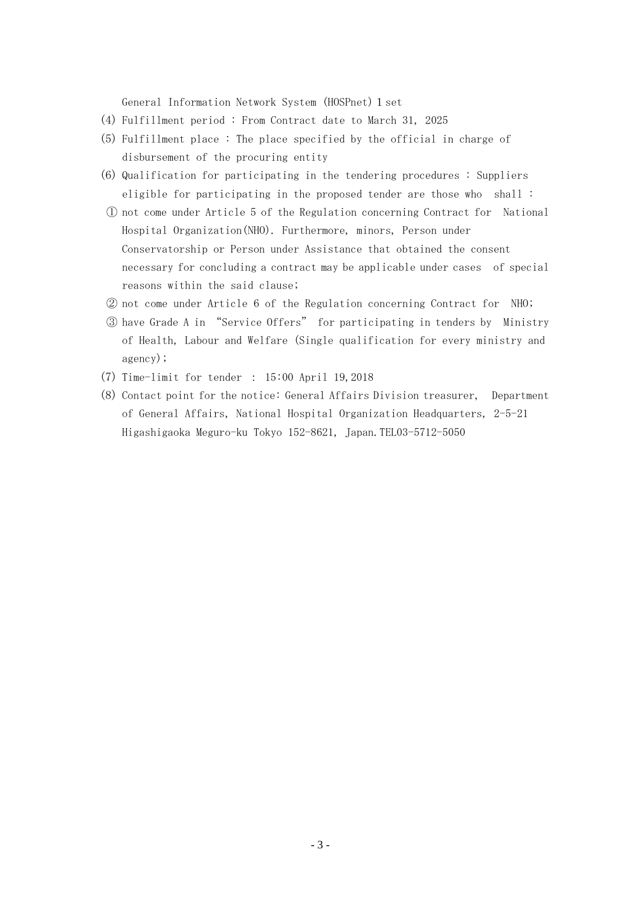General Information Network System (HOSPnet) 1 set

(4) Fulfillment period : From Contract date to March 31, 2025

(5) Fulfillment place : The place specified by the official in charge of disbursement of the procuring entity

(6) Qualification for participating in the tendering procedures : Suppliers eligible for participating in the proposed tender are those who shall :

① not come under Article 5 of the Regulation concerning Contract for National Hospital Organization(NHO). Furthermore, minors, Person under Conservatorship or Person under Assistance that obtained the consent necessary for concluding a contract may be applicable under cases of special reasons within the said clause;

② not come under Article 6 of the Regulation concerning Contract for NHO;

③ have Grade A in “Service Offers” for participating in tenders by Ministry of Health, Labour and Welfare (Single qualification for every ministry and agency);

(7) Time-limit for tender : 15:00 April 19,2018

(8) Contact point for the notice: General Affairs Division treasurer, Department of General Affairs, National Hospital Organization Headquarters, 2-5-21 Higashigaoka Meguro-ku Tokyo 152-8621, Japan.TEL03-5712-5050